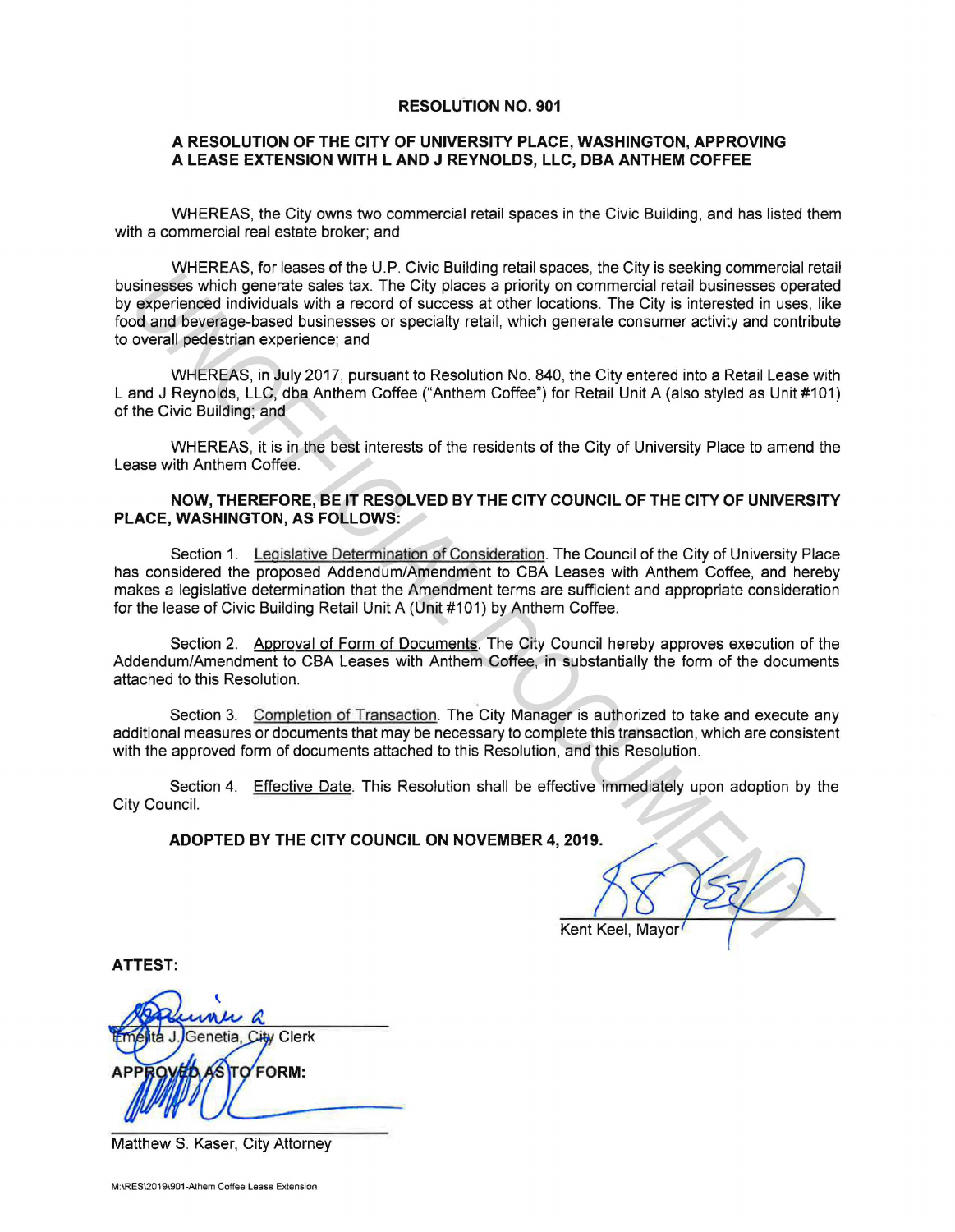**RESOLUTION NO. 901**

**A RESOLUTION OF THE CITY OF UNIVERSITY PLACE, WASHINGTON, APPROVING A LEASE EXTENSION WITH L AND J REYNOLDS, LLC, DBA ANTHEM COFFEE**

WHEREAS, the City owns two commercial retail spaces in the Civic Building, and has listed them with a commercial real estate broker; and

WHEREAS, for leases of the U.P. Civic Building retail spaces, the City is seeking commercial retail businesses which generate sales tax. The City places a priority on commercial retail businesses operated by experienced individuals with a record of success at other locations. The City is interested in uses, like food and beverage-based businesses or specialty retail, which generate consumer activity and contribute to overall pedestrian experience; and

WHEREAS, in July 2017, pursuant to Resolution No. 840, the City entered into a Retail Lease with L and J Reynolds, LLC, dba Anthem Coffee ("Anthem Coffee") for Retail Unit A (also styled as Unit #101) of the Civic Building; and

WHEREAS, it is in the best interests of the residents of the City of University Place to amend the Lease with Anthem Coffee.

**NOW, THEREFORE, BE IT RESOLVED BY THE CITY COUNCIL OF THE CITY OF UNIVERSITY PLACE, WASHINGTON, AS FOLLOWS:**

Section 1. Legislative Determination of Consideration. The Council of the City of University Place has considered the proposed Addendum/Amendment to CBA Leases with Anthem Coffee, and hereby makes a legislative determination that the Amendment terms are sufficient and appropriate consideration for the lease of Civic Building Retail Unit A (Unit #101) by Anthem Coffee.

Section 2. Approval of Form of Documents. The City Council hereby approves execution of the Addendum/Amendment to CBA Leases with Anthem Coffee, in substantially the form of the documents attached to this Resolution.

Section 3. Completion of Transaction. The City Manager is authorized to take and execute any additional measures or documents that may be necessary to complete this transaction, which are consistent with the approved form of documents attached to this Resolution, and this Resolution.

Section 4. Effective Date. This Resolution shall be effective immediately upon adoption by the City Council.

**ADOPTED BY THE CITY COUNCIL ON NOVEMBER 4, 2019.**

Kent Keel, Mayor

**ATTEST:**

Emelita J. Genetia, City Clerk

**APPROVED AS TO FORM:**

Matthew S. Kaser, City Attorney

M:\RES\2019\901-Athem Coffee Lease Extension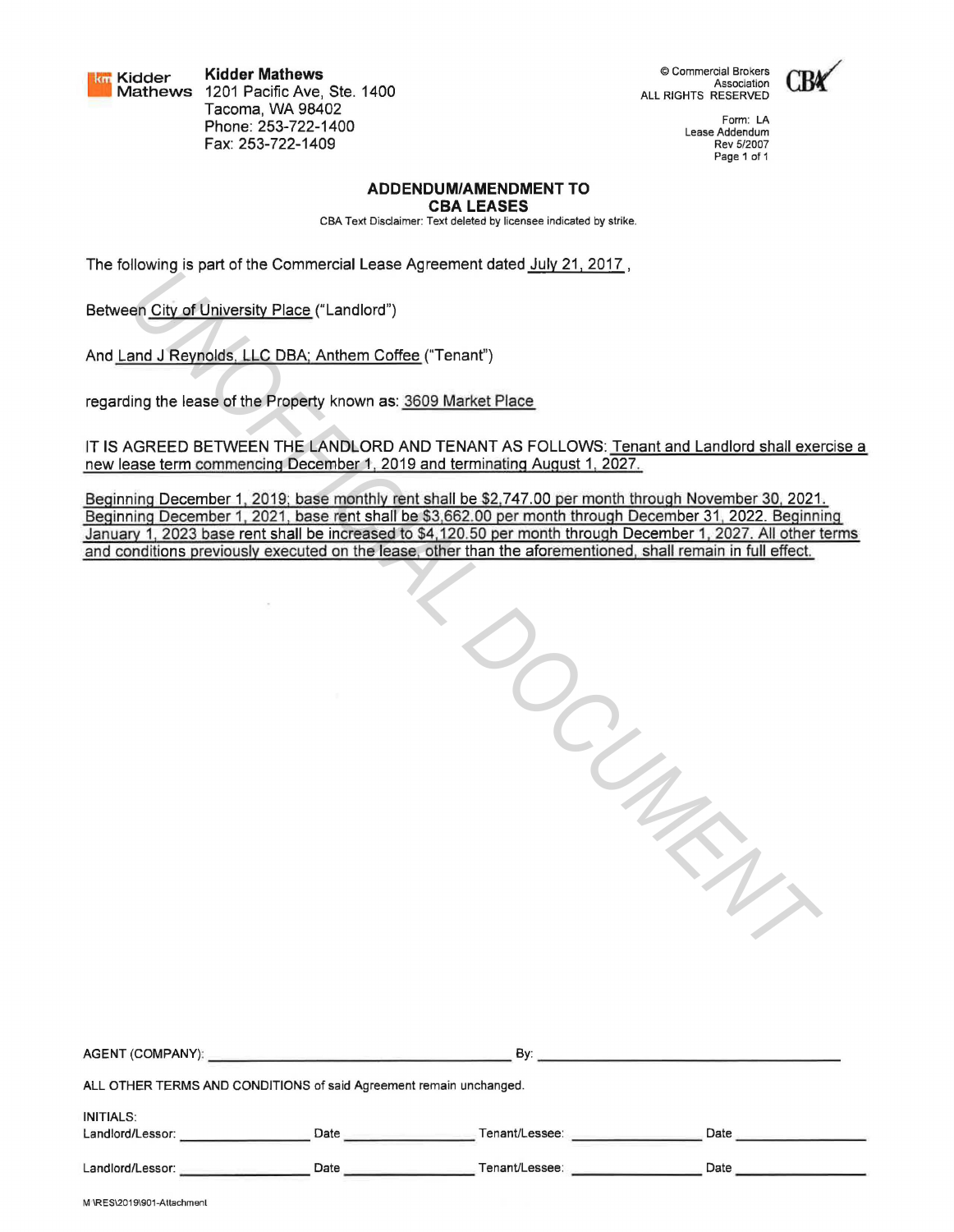Kidder Mathews
1201 Pacific Ave, Ste. 1400
Tacoma, WA 98402
Phone: 253-722-1400
Fax: 253-722-1409

© Commercial Brokers Association
ALL RIGHTS RESERVED

Form: LA
Lease Addendum
Rev 5/2007

## ADDENDUM/AMENDMENT TO CBA LEASES

CBA Text Disclaimer: Text deleted by licensee indicated by strike.

The following is part of the Commercial Lease Agreement dated July 21, 2017 ,

Between City of University Place ("Landlord")

And Land J Reynolds, LLC DBA; Anthem Coffee ("Tenant")

regarding the lease of the Property known as: 3609 Market Place

IT IS AGREED BETWEEN THE LANDLORD AND TENANT AS FOLLOWS: Tenant and Landlord shall exercise a new lease term commencing December 1, 2019 and terminating August 1, 2027.

Beginning December 1, 2019; base monthly rent shall be $2,747.00 per month through November 30, 2021. Beginning December 1, 2021, base rent shall be $3,662.00 per month through December 31, 2022. Beginning January 1, 2023 base rent shall be increased to $4,120.50 per month through December 1, 2027. All other terms and conditions previously executed on the lease, other than the aforementioned, shall remain in full effect.

UNOFFICIAL DOCUMENT

AGENT (COMPANY): ______________________ By: ______________________

ALL OTHER TERMS AND CONDITIONS of said Agreement remain unchanged.

INITIALS:

Landlord/Lessor: ____________ Date ____________ Tenant/Lessee: ____________ Date ____________

Landlord/Lessor: ____________ Date ____________ Tenant/Lessee: ____________ Date ____________

M:\RES\2019\901-Attachment